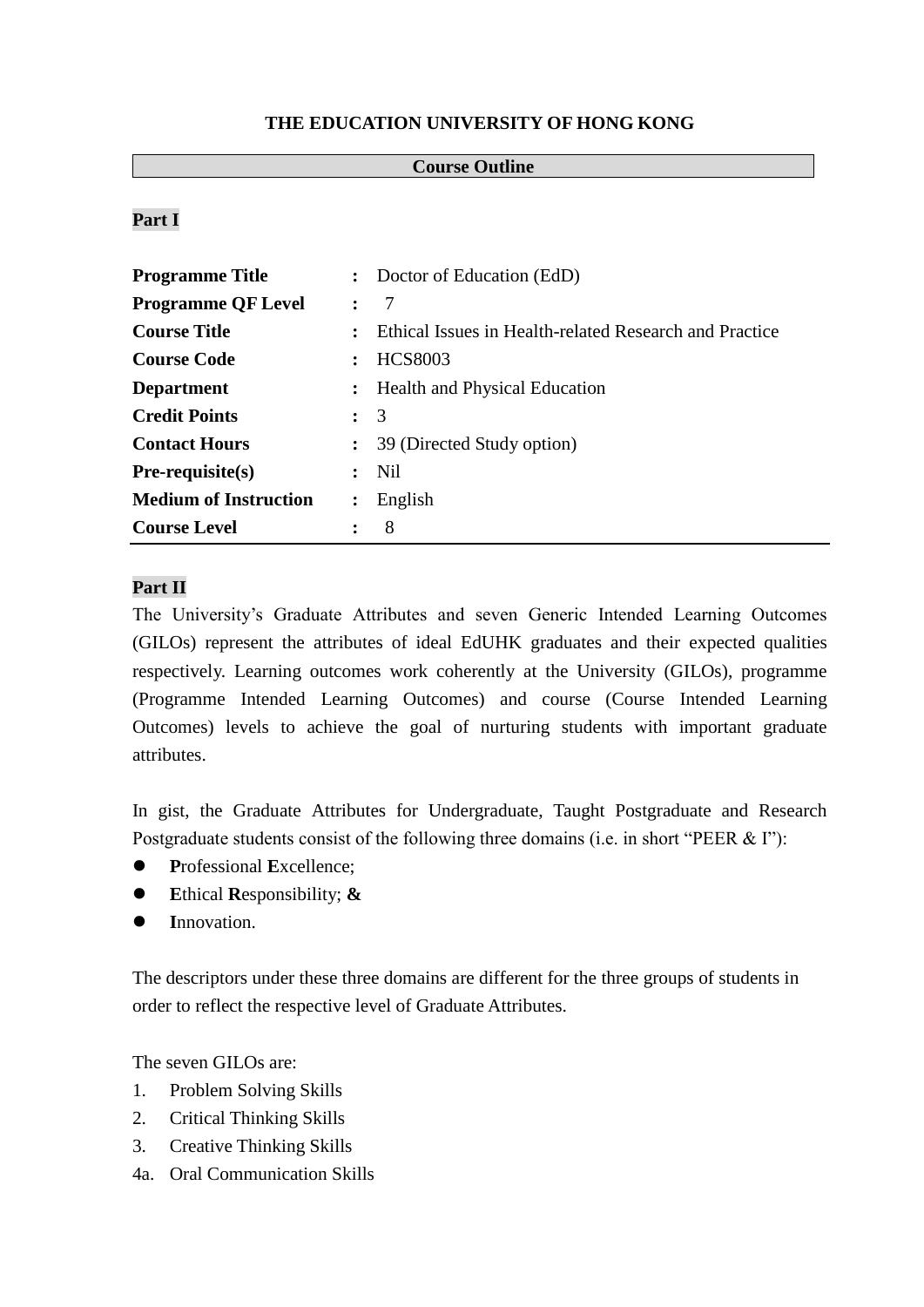**THE EDUCATION UNIVERSITY OF HONG KONG**

**Course Outline**

**Part I**

| | | |
|---|---|---|
| **Programme Title** | **:** | Doctor of Education (EdD) |
| **Programme QF Level** | **:** | 7 |
| **Course Title** | **:** | Ethical Issues in Health-related Research and Practice |
| **Course Code** | **:** | HCS8003 |
| **Department** | **:** | Health and Physical Education |
| **Credit Points** | **:** | 3 |
| **Contact Hours** | **:** | 39 (Directed Study option) |
| **Pre-requisite(s)** | **:** | Nil |
| **Medium of Instruction** | **:** | English |
| **Course Level** | **:** | 8 |

**Part II**

The University's Graduate Attributes and seven Generic Intended Learning Outcomes (GILOs) represent the attributes of ideal EdUHK graduates and their expected qualities respectively. Learning outcomes work coherently at the University (GILOs), programme (Programme Intended Learning Outcomes) and course (Course Intended Learning Outcomes) levels to achieve the goal of nurturing students with important graduate attributes.

In gist, the Graduate Attributes for Undergraduate, Taught Postgraduate and Research Postgraduate students consist of the following three domains (i.e. in short "PEER & I"):

- **P**rofessional **E**xcellence;
- **E**thical **R**esponsibility; **&**
- **I**nnovation.

The descriptors under these three domains are different for the three groups of students in order to reflect the respective level of Graduate Attributes.

The seven GILOs are:

1. Problem Solving Skills
2. Critical Thinking Skills
3. Creative Thinking Skills

4a. Oral Communication Skills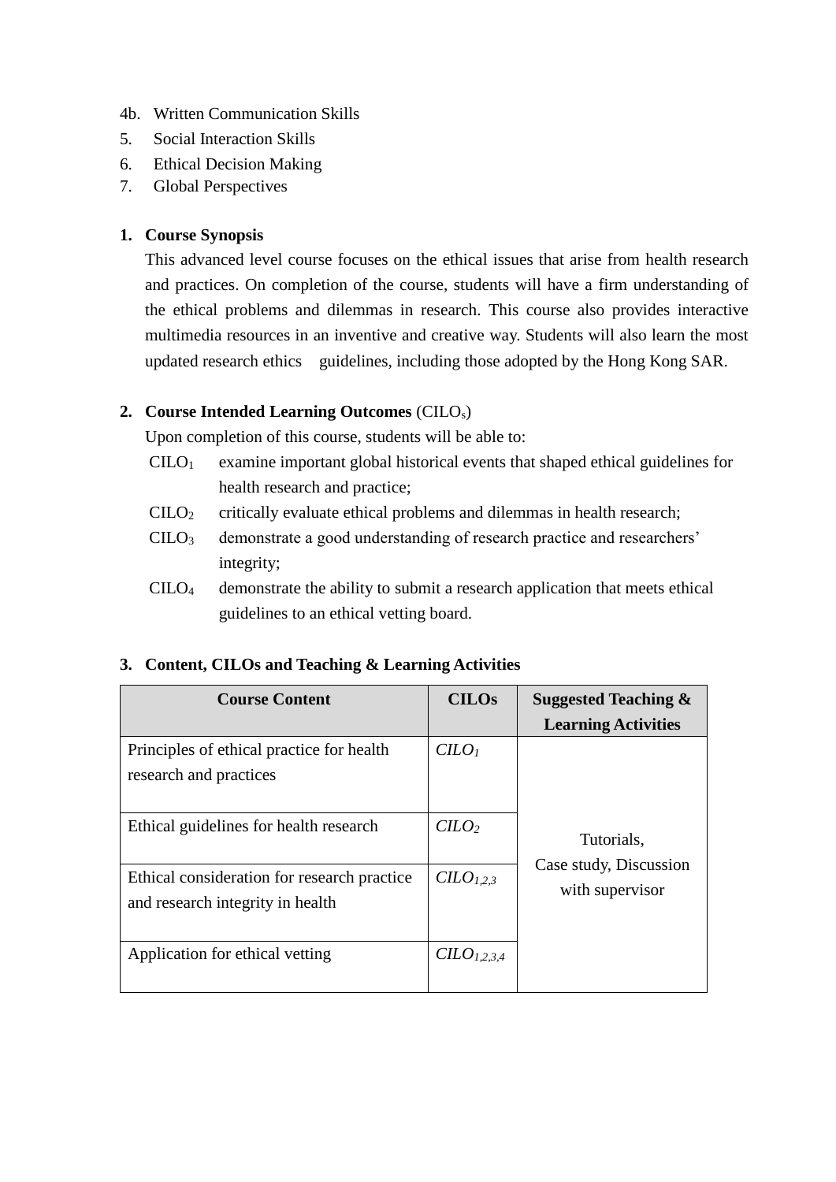4b. Written Communication Skills
5. Social Interaction Skills
6. Ethical Decision Making
7. Global Perspectives

**1. Course Synopsis**

This advanced level course focuses on the ethical issues that arise from health research and practices. On completion of the course, students will have a firm understanding of the ethical problems and dilemmas in research. This course also provides interactive multimedia resources in an inventive and creative way. Students will also learn the most updated research ethics guidelines, including those adopted by the Hong Kong SAR.

**2. Course Intended Learning Outcomes** ($CILO_s$)

Upon completion of this course, students will be able to:

- $CILO_1$ examine important global historical events that shaped ethical guidelines for health research and practice;
- $CILO_2$ critically evaluate ethical problems and dilemmas in health research;
- $CILO_3$ demonstrate a good understanding of research practice and researchers' integrity;
- $CILO_4$ demonstrate the ability to submit a research application that meets ethical guidelines to an ethical vetting board.

**3. Content, CILOs and Teaching & Learning Activities**

| Course Content | CILOs | Suggested Teaching & Learning Activities |
|---|---|---|
| Principles of ethical practice for health research and practices | $CILO_1$ | Tutorials, Case study, Discussion with supervisor |
| Ethical guidelines for health research | $CILO_2$ | |
| Ethical consideration for research practice and research integrity in health | $CILO_{1,2,3}$ | |
| Application for ethical vetting | $CILO_{1,2,3,4}$ | |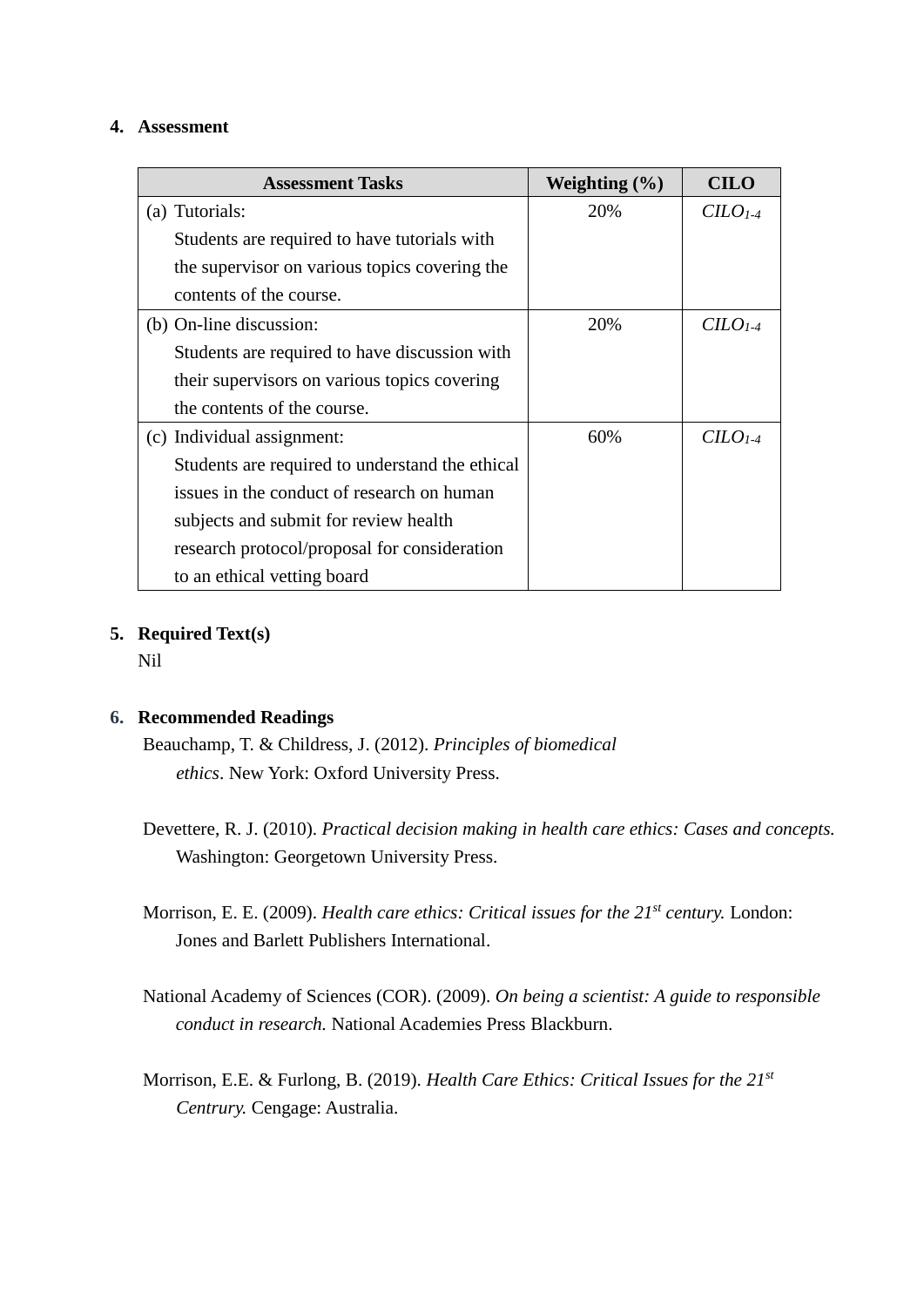## 4. Assessment

| Assessment Tasks | Weighting (%) | CILO |
| --- | --- | --- |
| (a) Tutorials: Students are required to have tutorials with the supervisor on various topics covering the contents of the course. | 20% | *CILO*$_{1\text{-}4}$ |
| (b) On-line discussion: Students are required to have discussion with their supervisors on various topics covering the contents of the course. | 20% | *CILO*$_{1\text{-}4}$ |
| (c) Individual assignment: Students are required to understand the ethical issues in the conduct of research on human subjects and submit for review health research protocol/proposal for consideration to an ethical vetting board | 60% | *CILO*$_{1\text{-}4}$ |

## 5. Required Text(s)

Nil

## 6. Recommended Readings

Beauchamp, T. & Childress, J. (2012). *Principles of biomedical ethics*. New York: Oxford University Press.

Devettere, R. J. (2010). *Practical decision making in health care ethics: Cases and concepts.* Washington: Georgetown University Press.

Morrison, E. E. (2009). *Health care ethics: Critical issues for the 21st century.* London: Jones and Barlett Publishers International.

National Academy of Sciences (COR). (2009). *On being a scientist: A guide to responsible conduct in research.* National Academies Press Blackburn.

Morrison, E.E. & Furlong, B. (2019). *Health Care Ethics: Critical Issues for the 21st Centrury.* Cengage: Australia.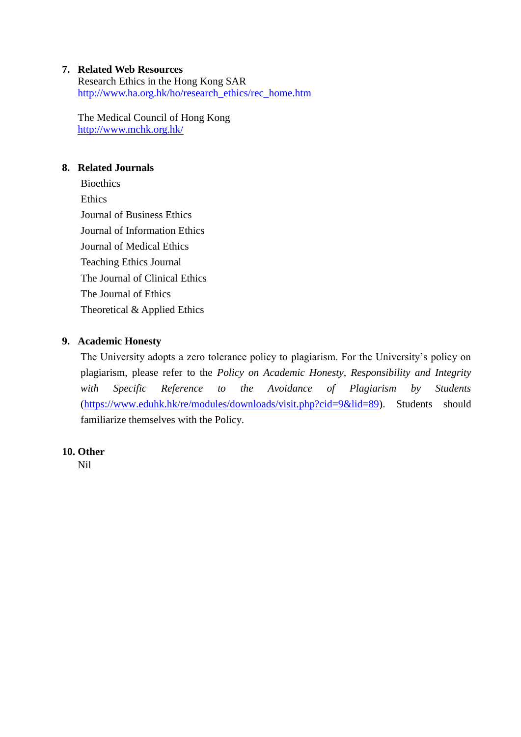## 7. Related Web Resources

Research Ethics in the Hong Kong SAR
http://www.ha.org.hk/ho/research_ethics/rec_home.htm

The Medical Council of Hong Kong
http://www.mchk.org.hk/

## 8. Related Journals

Bioethics
Ethics
Journal of Business Ethics
Journal of Information Ethics
Journal of Medical Ethics
Teaching Ethics Journal
The Journal of Clinical Ethics
The Journal of Ethics
Theoretical & Applied Ethics

## 9. Academic Honesty

The University adopts a zero tolerance policy to plagiarism. For the University's policy on plagiarism, please refer to the *Policy on Academic Honesty, Responsibility and Integrity with Specific Reference to the Avoidance of Plagiarism by Students* (https://www.eduhk.hk/re/modules/downloads/visit.php?cid=9&lid=89). Students should familiarize themselves with the Policy.

## 10. Other

Nil